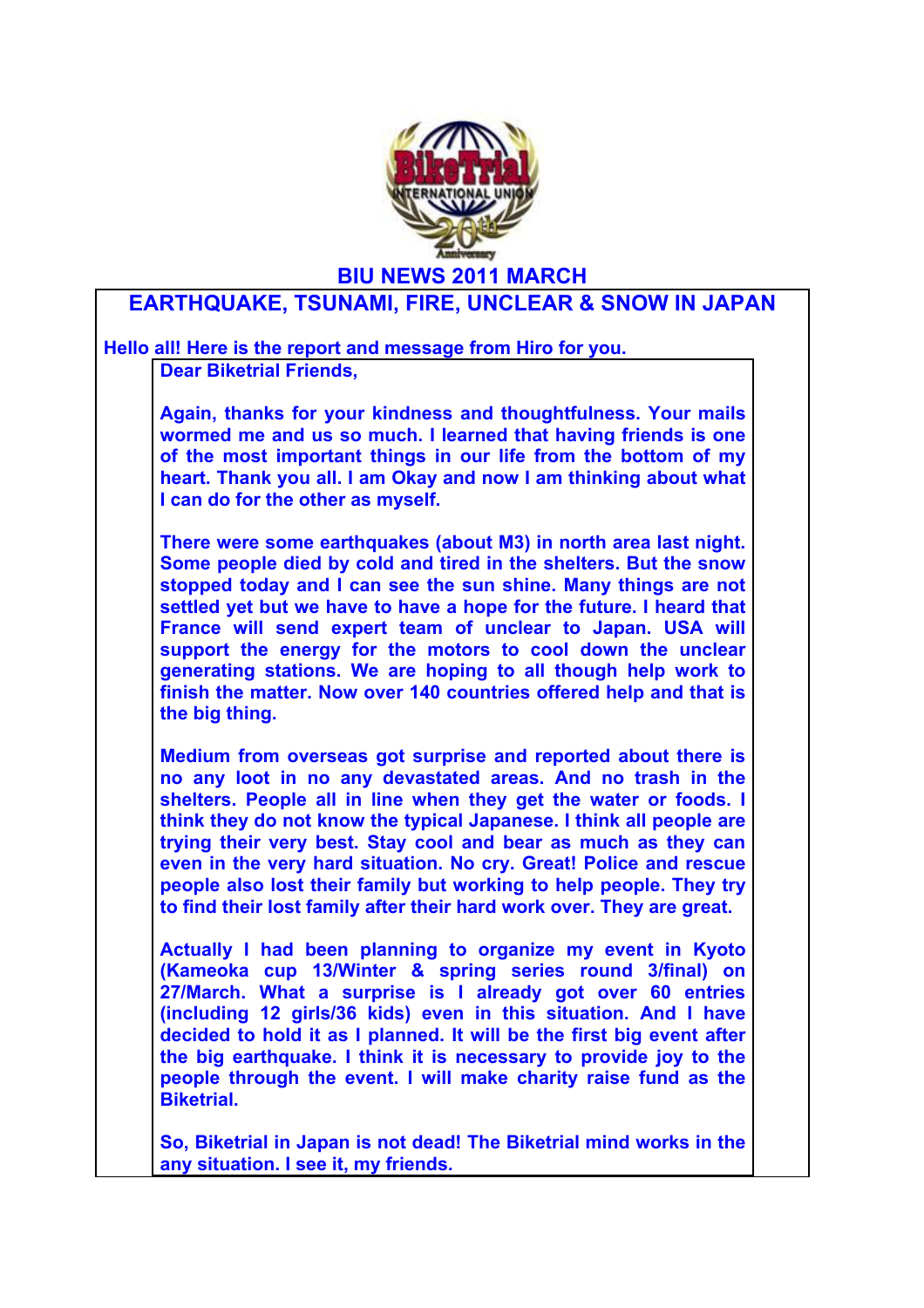# BIU NEWS 2011 MARCH

## EARTHQUAKE, TSUNAMI, FIRE, UNCLEAR & SNOW IN JAPAN

**Hello all! Here is the report and message from Hiro for you.**

**Dear Biketrial Friends,**

**Again, thanks for your kindness and thoughtfulness. Your mails wormed me and us so much. I learned that having friends is one of the most important things in our life from the bottom of my heart. Thank you all. I am Okay and now I am thinking about what I can do for the other as myself.**

**There were some earthquakes (about M3) in north area last night. Some people died by cold and tired in the shelters. But the snow stopped today and I can see the sun shine. Many things are not settled yet but we have to have a hope for the future. I heard that France will send expert team of unclear to Japan. USA will support the energy for the motors to cool down the unclear generating stations. We are hoping to all though help work to finish the matter. Now over 140 countries offered help and that is the big thing.**

**Medium from overseas got surprise and reported about there is no any loot in no any devastated areas. And no trash in the shelters. People all in line when they get the water or foods. I think they do not know the typical Japanese. I think all people are trying their very best. Stay cool and bear as much as they can even in the very hard situation. No cry. Great! Police and rescue people also lost their family but working to help people. They try to find their lost family after their hard work over. They are great.**

**Actually I had been planning to organize my event in Kyoto (Kameoka cup 13/Winter & spring series round 3/final) on 27/March. What a surprise is I already got over 60 entries (including 12 girls/36 kids) even in this situation. And I have decided to hold it as I planned. It will be the first big event after the big earthquake. I think it is necessary to provide joy to the people through the event. I will make charity raise fund as the Biketrial.**

**So, Biketrial in Japan is not dead! The Biketrial mind works in the any situation. I see it, my friends.**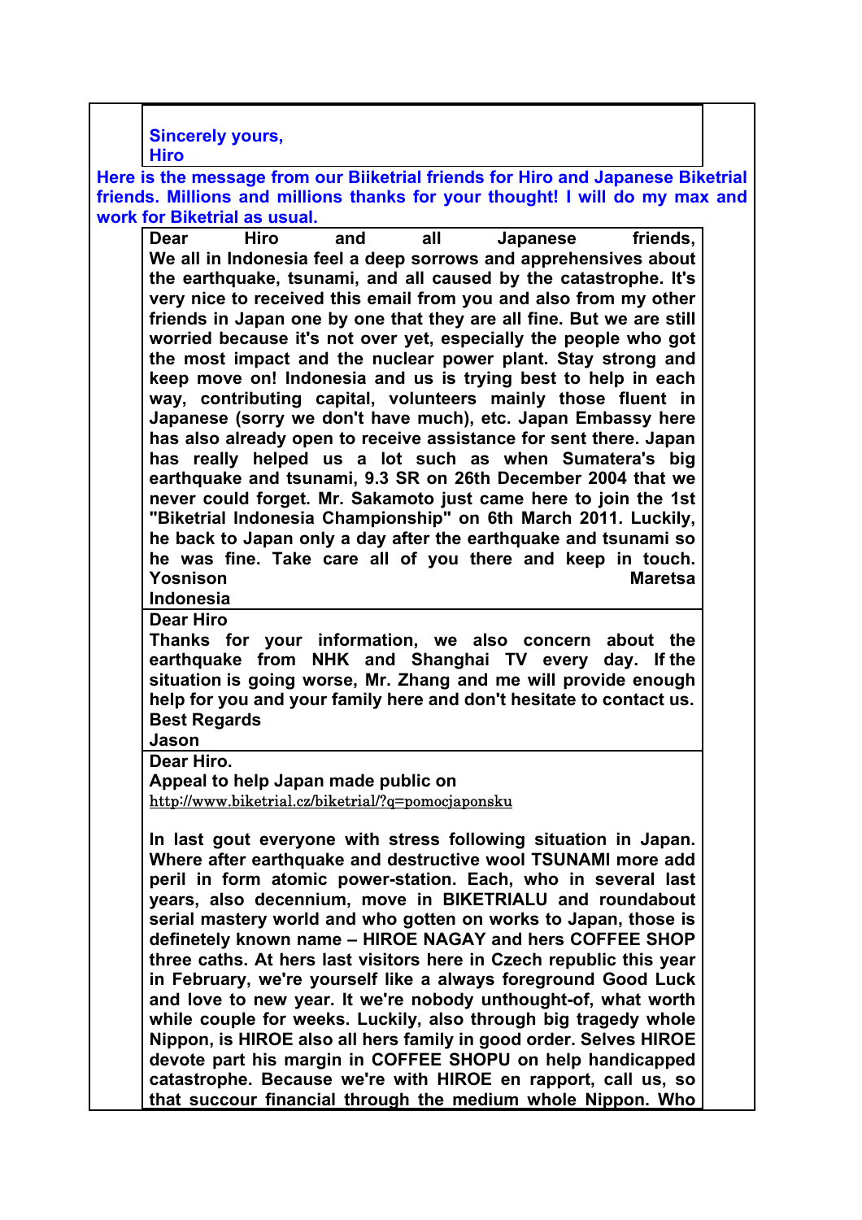**Sincerely yours,**
**Hiro**

**Here is the message from our Biiketrial friends for Hiro and Japanese Biketrial friends. Millions and millions thanks for your thought! I will do my max and work for Biketrial as usual.**

**Dear Hiro and all Japanese friends,**
**We all in Indonesia feel a deep sorrows and apprehensives about the earthquake, tsunami, and all caused by the catastrophe. It's very nice to received this email from you and also from my other friends in Japan one by one that they are all fine. But we are still worried because it's not over yet, especially the people who got the most impact and the nuclear power plant. Stay strong and keep move on! Indonesia and us is trying best to help in each way, contributing capital, volunteers mainly those fluent in Japanese (sorry we don't have much), etc. Japan Embassy here has also already open to receive assistance for sent there. Japan has really helped us a lot such as when Sumatera's big earthquake and tsunami, 9.3 SR on 26th December 2004 that we never could forget. Mr. Sakamoto just came here to join the 1st "Biketrial Indonesia Championship" on 6th March 2011. Luckily, he back to Japan only a day after the earthquake and tsunami so he was fine. Take care all of you there and keep in touch.**
**Yosnison Maretsa**
**Indonesia**

**Dear Hiro**
**Thanks for your information, we also concern about the earthquake from NHK and Shanghai TV every day. If the situation is going worse, Mr. Zhang and me will provide enough help for you and your family here and don't hesitate to contact us.**
**Best Regards**
**Jason**

**Dear Hiro.**
**Appeal to help Japan made public on**
http://www.biketrial.cz/biketrial/?q=pomocjaponsku

**In last gout everyone with stress following situation in Japan. Where after earthquake and destructive wool TSUNAMI more add peril in form atomic power-station. Each, who in several last years, also decennium, move in BIKETRIALU and roundabout serial mastery world and who gotten on works to Japan, those is definetely known name – HIROE NAGAY and hers COFFEE SHOP three caths. At hers last visitors here in Czech republic this year in February, we're yourself like a always foreground Good Luck and love to new year. It we're nobody unthought-of, what worth while couple for weeks. Luckily, also through big tragedy whole Nippon, is HIROE also all hers family in good order. Selves HIROE devote part his margin in COFFEE SHOPU on help handicapped catastrophe. Because we're with HIROE en rapport, call us, so that succour financial through the medium whole Nippon. Who**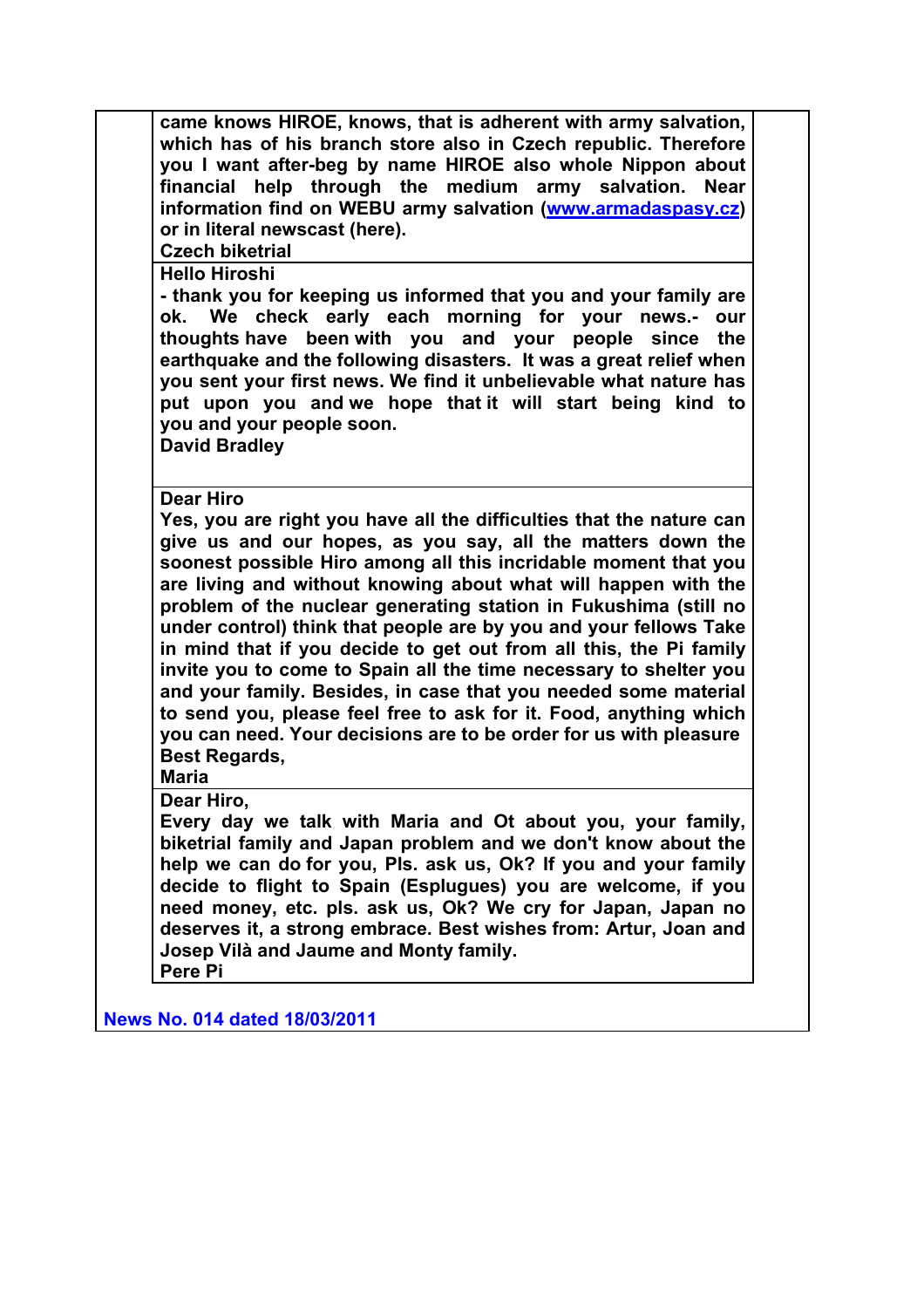**came knows HIROE, knows, that is adherent with army salvation, which has of his branch store also in Czech republic. Therefore you I want after-beg by name HIROE also whole Nippon about financial help through the medium army salvation. Near information find on WEBU army salvation ([www.armadaspasy.cz](http://www.armadaspasy.cz)) or in literal newscast (here).**
**Czech biketrial**

**Hello Hiroshi**
**- thank you for keeping us informed that you and your family are ok. We check early each morning for your news.- our thoughts have been with you and your people since the earthquake and the following disasters. It was a great relief when you sent your first news. We find it unbelievable what nature has put upon you and we hope that it will start being kind to you and your people soon.**
**David Bradley**

**Dear Hiro**
**Yes, you are right you have all the difficulties that the nature can give us and our hopes, as you say, all the matters down the soonest possible Hiro among all this incridable moment that you are living and without knowing about what will happen with the problem of the nuclear generating station in Fukushima (still no under control) think that people are by you and your fellows Take in mind that if you decide to get out from all this, the Pi family invite you to come to Spain all the time necessary to shelter you and your family. Besides, in case that you needed some material to send you, please feel free to ask for it. Food, anything which you can need. Your decisions are to be order for us with pleasure**
**Best Regards,**
**Maria**

**Dear Hiro,**
**Every day we talk with Maria and Ot about you, your family, biketrial family and Japan problem and we don't know about the help we can do for you, Pls. ask us, Ok? If you and your family decide to flight to Spain (Esplugues) you are welcome, if you need money, etc. pls. ask us, Ok? We cry for Japan, Japan no deserves it, a strong embrace. Best wishes from: Artur, Joan and Josep Vilà and Jaume and Monty family.**
**Pere Pi**

**News No. 014 dated 18/03/2011**